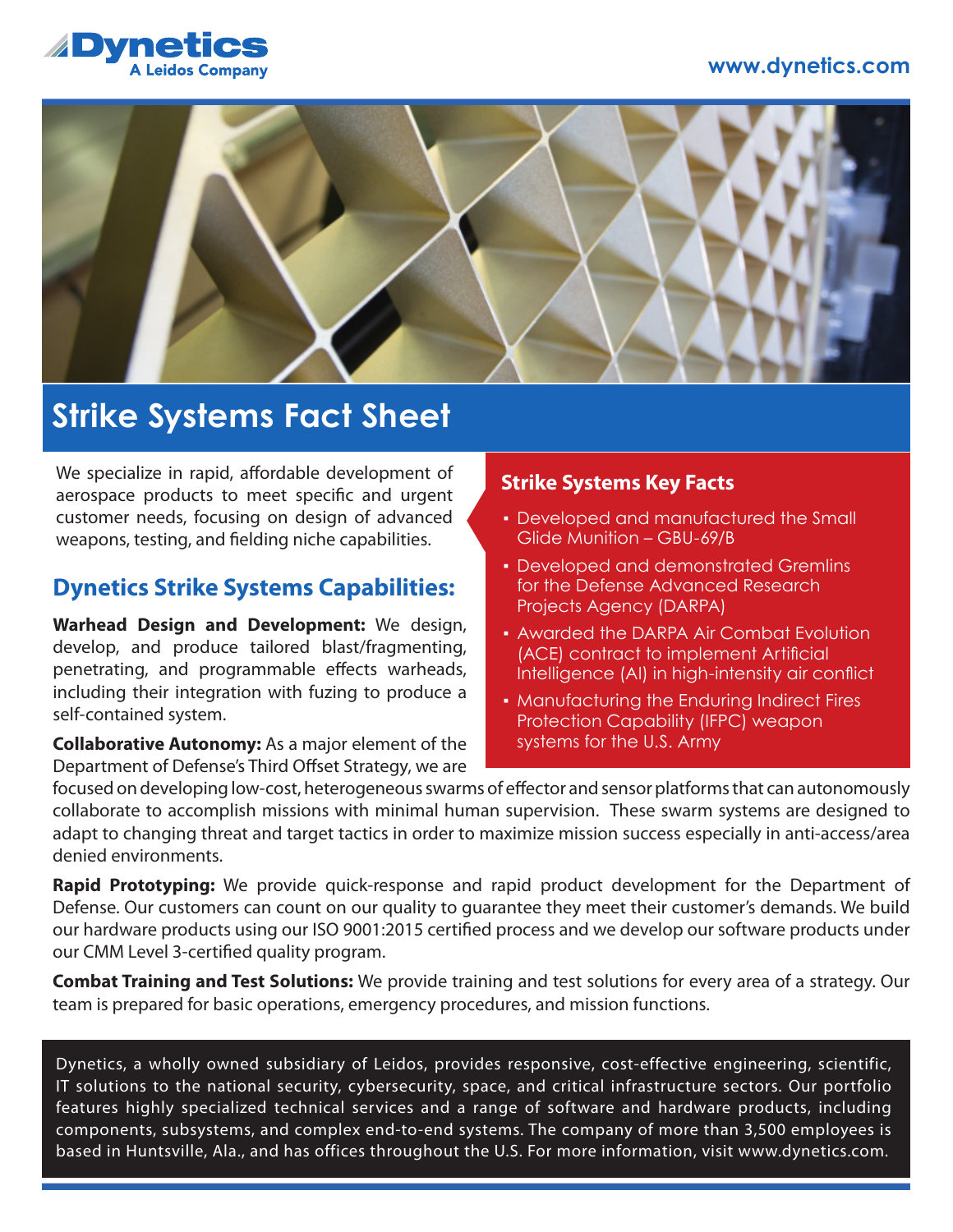Dynetics
A Leidos Company

www.dynetics.com

# Strike Systems Fact Sheet

We specialize in rapid, affordable development of aerospace products to meet specific and urgent customer needs, focusing on design of advanced weapons, testing, and fielding niche capabilities.

## Strike Systems Key Facts

- Developed and manufactured the Small Glide Munition – GBU-69/B
- Developed and demonstrated Gremlins for the Defense Advanced Research Projects Agency (DARPA)
- Awarded the DARPA Air Combat Evolution (ACE) contract to implement Artificial Intelligence (AI) in high-intensity air conflict
- Manufacturing the Enduring Indirect Fires Protection Capability (IFPC) weapon systems for the U.S. Army

## Dynetics Strike Systems Capabilities:

**Warhead Design and Development:** We design, develop, and produce tailored blast/fragmenting, penetrating, and programmable effects warheads, including their integration with fuzing to produce a self-contained system.

**Collaborative Autonomy:** As a major element of the Department of Defense's Third Offset Strategy, we are focused on developing low-cost, heterogeneous swarms of effector and sensor platforms that can autonomously collaborate to accomplish missions with minimal human supervision. These swarm systems are designed to adapt to changing threat and target tactics in order to maximize mission success especially in anti-access/area denied environments.

**Rapid Prototyping:** We provide quick-response and rapid product development for the Department of Defense. Our customers can count on our quality to guarantee they meet their customer's demands. We build our hardware products using our ISO 9001:2015 certified process and we develop our software products under our CMM Level 3-certified quality program.

**Combat Training and Test Solutions:** We provide training and test solutions for every area of a strategy. Our team is prepared for basic operations, emergency procedures, and mission functions.

Dynetics, a wholly owned subsidiary of Leidos, provides responsive, cost-effective engineering, scientific, IT solutions to the national security, cybersecurity, space, and critical infrastructure sectors. Our portfolio features highly specialized technical services and a range of software and hardware products, including components, subsystems, and complex end-to-end systems. The company of more than 3,500 employees is based in Huntsville, Ala., and has offices throughout the U.S. For more information, visit www.dynetics.com.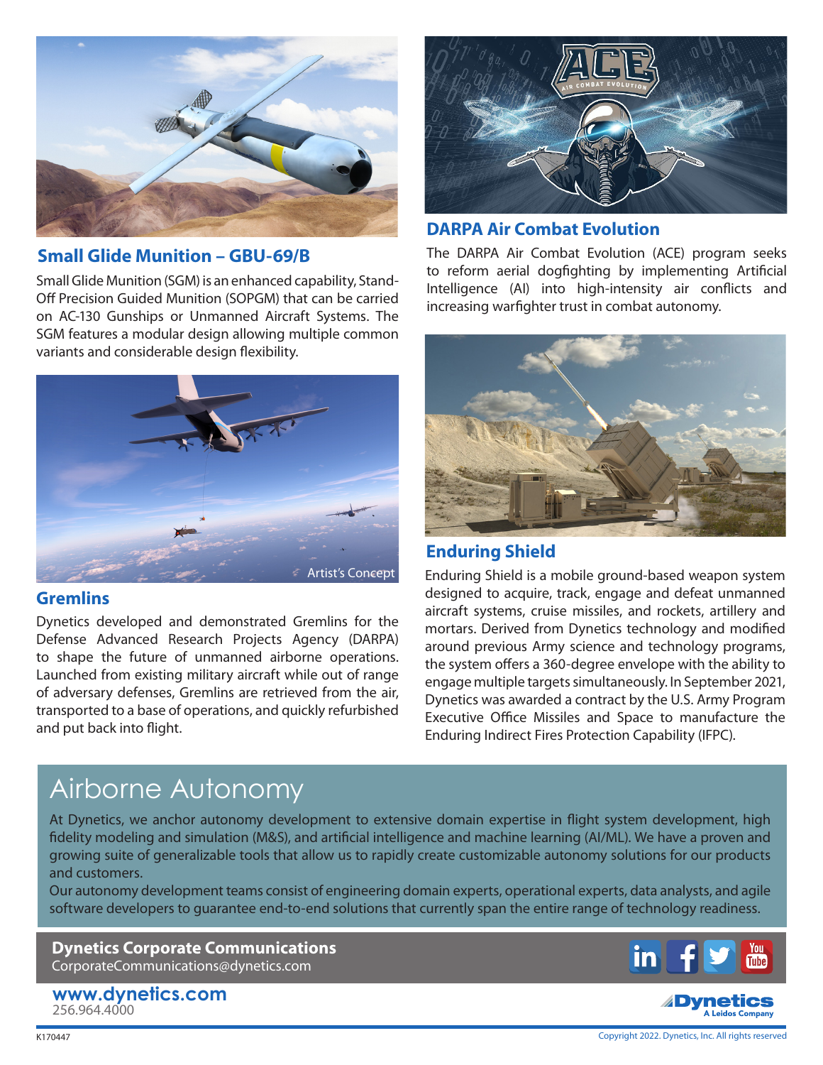## Small Glide Munition – GBU-69/B

Small Glide Munition (SGM) is an enhanced capability, Stand-Off Precision Guided Munition (SOPGM) that can be carried on AC-130 Gunships or Unmanned Aircraft Systems. The SGM features a modular design allowing multiple common variants and considerable design flexibility.

Artist's Concept

## Gremlins

Dynetics developed and demonstrated Gremlins for the Defense Advanced Research Projects Agency (DARPA) to shape the future of unmanned airborne operations. Launched from existing military aircraft while out of range of adversary defenses, Gremlins are retrieved from the air, transported to a base of operations, and quickly refurbished and put back into flight.

## DARPA Air Combat Evolution

The DARPA Air Combat Evolution (ACE) program seeks to reform aerial dogfighting by implementing Artificial Intelligence (AI) into high-intensity air conflicts and increasing warfighter trust in combat autonomy.

## Enduring Shield

Enduring Shield is a mobile ground-based weapon system designed to acquire, track, engage and defeat unmanned aircraft systems, cruise missiles, and rockets, artillery and mortars. Derived from Dynetics technology and modified around previous Army science and technology programs, the system offers a 360-degree envelope with the ability to engage multiple targets simultaneously. In September 2021, Dynetics was awarded a contract by the U.S. Army Program Executive Office Missiles and Space to manufacture the Enduring Indirect Fires Protection Capability (IFPC).

# Airborne Autonomy

At Dynetics, we anchor autonomy development to extensive domain expertise in flight system development, high fidelity modeling and simulation (M&S), and artificial intelligence and machine learning (AI/ML). We have a proven and growing suite of generalizable tools that allow us to rapidly create customizable autonomy solutions for our products and customers.

Our autonomy development teams consist of engineering domain experts, operational experts, data analysts, and agile software developers to guarantee end-to-end solutions that currently span the entire range of technology readiness.

**Dynetics Corporate Communications**
CorporateCommunications@dynetics.com

**www.dynetics.com**
256.964.4000

Dynetics
A Leidos Company

K170447

Copyright 2022. Dynetics, Inc. All rights reserved